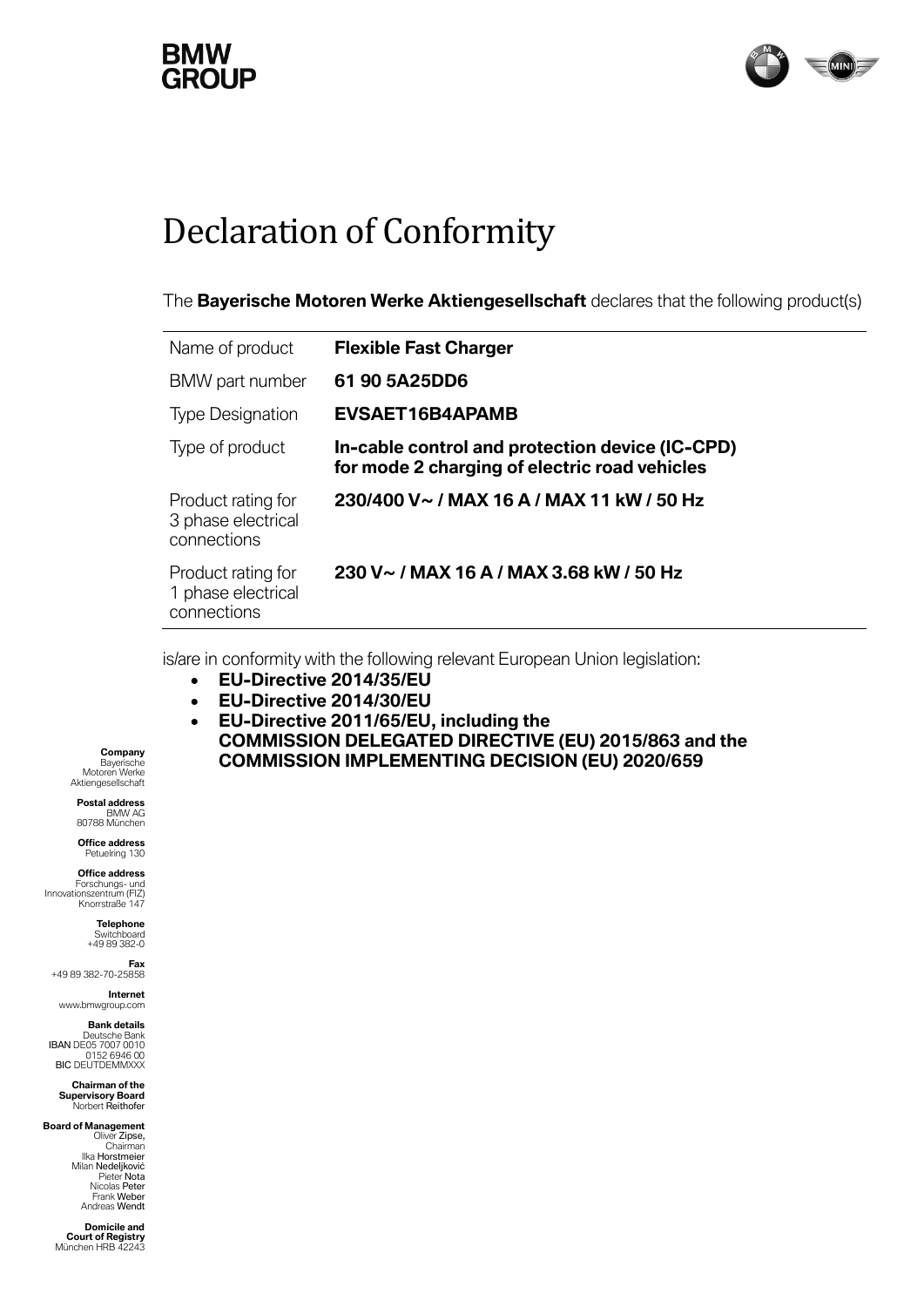# Declaration of Conformity

The **Bayerische Motoren Werke Aktiengesellschaft** declares that the following product(s)

| | |
|---|---|
| Name of product | **Flexible Fast Charger** |
| BMW part number | **61 90 5A25DD6** |
| Type Designation | **EVSAET16B4APAMB** |
| Type of product | **In-cable control and protection device (IC-CPD) for mode 2 charging of electric road vehicles** |
| Product rating for 3 phase electrical connections | **230/400 V~ / MAX 16 A / MAX 11 kW / 50 Hz** |
| Product rating for 1 phase electrical connections | **230 V~ / MAX 16 A / MAX 3.68 kW / 50 Hz** |

is/are in conformity with the following relevant European Union legislation:

- **EU-Directive 2014/35/EU**
- **EU-Directive 2014/30/EU**
- **EU-Directive 2011/65/EU, including the COMMISSION DELEGATED DIRECTIVE (EU) 2015/863 and the COMMISSION IMPLEMENTING DECISION (EU) 2020/659**

**Company**
Bayerische Motoren Werke Aktiengesellschaft

**Postal address**
BMW AG
80788 München

**Office address**
Petuelring 130

**Office address**
Forschungs- und Innovationszentrum (FIZ)
Knorrstraße 147

**Telephone**
Switchboard
+49 89 382-0

**Fax**
+49 89 382-70-25858

**Internet**
www.bmwgroup.com

**Bank details**
Deutsche Bank
IBAN DE05 7007 0010 0152 6946 00
BIC DEUTDEMMXXX

**Chairman of the Supervisory Board**
Norbert Reithofer

**Board of Management**
Oliver Zipse, Chairman
Ilka Horstmeier
Milan Nedeljković
Pieter Nota
Nicolas Peter
Frank Weber
Andreas Wendt

**Domicile and Court of Registry**
München HRB 42243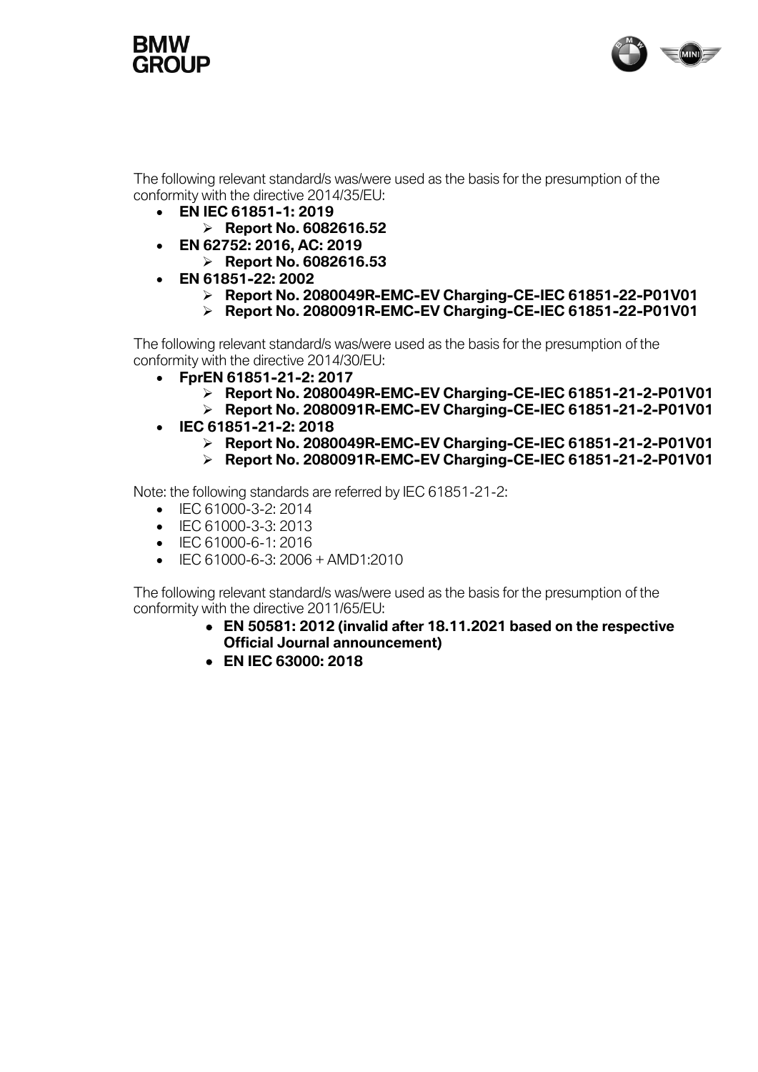The following relevant standard/s was/were used as the basis for the presumption of the conformity with the directive 2014/35/EU:

- **EN IEC 61851-1: 2019**
  - **Report No. 6082616.52**
- **EN 62752: 2016, AC: 2019**
  - **Report No. 6082616.53**
- **EN 61851-22: 2002**
  - **Report No. 2080049R-EMC-EV Charging-CE-IEC 61851-22-P01V01**
  - **Report No. 2080091R-EMC-EV Charging-CE-IEC 61851-22-P01V01**

The following relevant standard/s was/were used as the basis for the presumption of the conformity with the directive 2014/30/EU:

- **FprEN 61851-21-2: 2017**
  - **Report No. 2080049R-EMC-EV Charging-CE-IEC 61851-21-2-P01V01**
  - **Report No. 2080091R-EMC-EV Charging-CE-IEC 61851-21-2-P01V01**
- **IEC 61851-21-2: 2018**
  - **Report No. 2080049R-EMC-EV Charging-CE-IEC 61851-21-2-P01V01**
  - **Report No. 2080091R-EMC-EV Charging-CE-IEC 61851-21-2-P01V01**

Note: the following standards are referred by IEC 61851-21-2:

- IEC 61000-3-2: 2014
- IEC 61000-3-3: 2013
- IEC 61000-6-1: 2016
- IEC 61000-6-3: 2006 + AMD1:2010

The following relevant standard/s was/were used as the basis for the presumption of the conformity with the directive 2011/65/EU:

- **EN 50581: 2012 (invalid after 18.11.2021 based on the respective Official Journal announcement)**
- **EN IEC 63000: 2018**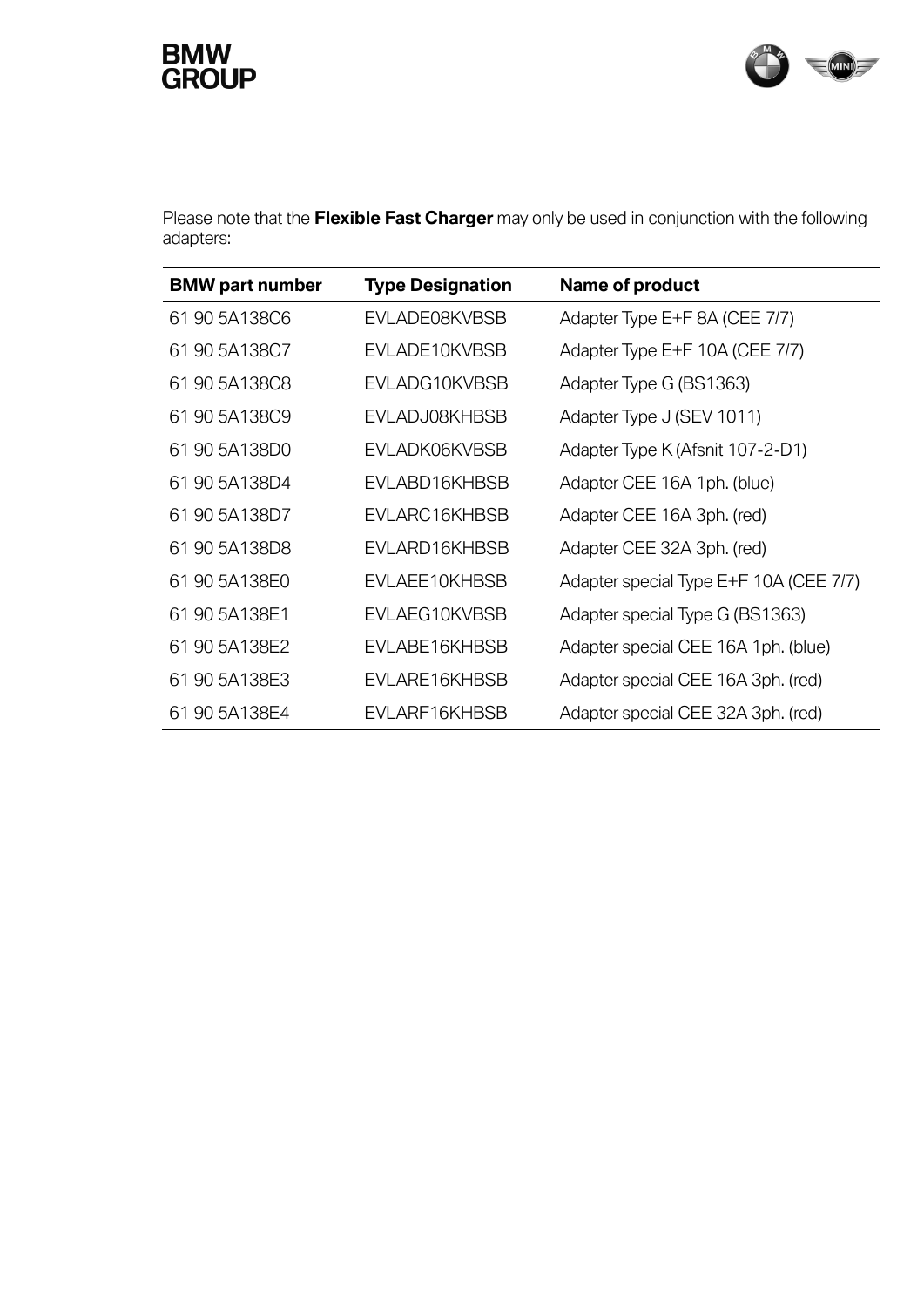Please note that the **Flexible Fast Charger** may only be used in conjunction with the following adapters:

| BMW part number | Type Designation | Name of product |
|---|---|---|
| 61 90 5A138C6 | EVLADE08KVBSB | Adapter Type E+F 8A (CEE 7/7) |
| 61 90 5A138C7 | EVLADE10KVBSB | Adapter Type E+F 10A (CEE 7/7) |
| 61 90 5A138C8 | EVLADG10KVBSB | Adapter Type G (BS1363) |
| 61 90 5A138C9 | EVLADJ08KHBSB | Adapter Type J (SEV 1011) |
| 61 90 5A138D0 | EVLADK06KVBSB | Adapter Type K (Afsnit 107-2-D1) |
| 61 90 5A138D4 | EVLABD16KHBSB | Adapter CEE 16A 1ph. (blue) |
| 61 90 5A138D7 | EVLARC16KHBSB | Adapter CEE 16A 3ph. (red) |
| 61 90 5A138D8 | EVLARD16KHBSB | Adapter CEE 32A 3ph. (red) |
| 61 90 5A138E0 | EVLAEE10KHBSB | Adapter special Type E+F 10A (CEE 7/7) |
| 61 90 5A138E1 | EVLAEG10KVBSB | Adapter special Type G (BS1363) |
| 61 90 5A138E2 | EVLABE16KHBSB | Adapter special CEE 16A 1ph. (blue) |
| 61 90 5A138E3 | EVLARE16KHBSB | Adapter special CEE 16A 3ph. (red) |
| 61 90 5A138E4 | EVLARF16KHBSB | Adapter special CEE 32A 3ph. (red) |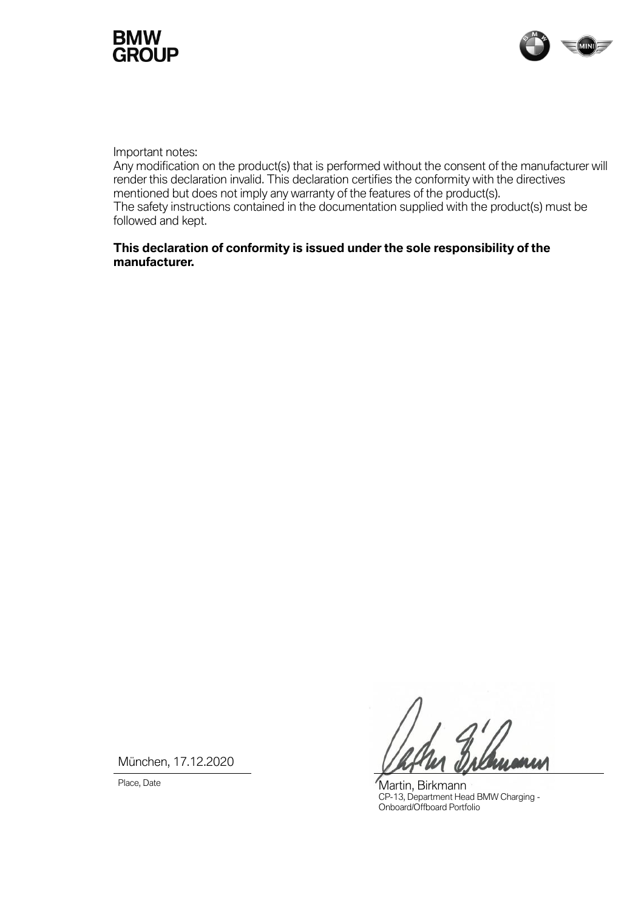BMW GROUP

Important notes:
Any modification on the product(s) that is performed without the consent of the manufacturer will render this declaration invalid. This declaration certifies the conformity with the directives mentioned but does not imply any warranty of the features of the product(s).
The safety instructions contained in the documentation supplied with the product(s) must be followed and kept.

**This declaration of conformity is issued under the sole responsibility of the manufacturer.**

München, 17.12.2020

Place, Date

Martin, Birkmann
CP-13, Department Head BMW Charging - Onboard/Offboard Portfolio